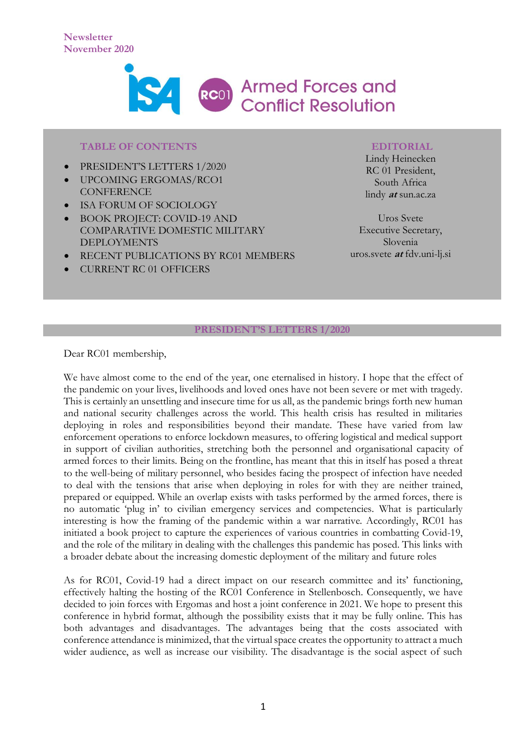Newsletter
November 2020

# ISA RC01 Armed Forces and Conflict Resolution

**TABLE OF CONTENTS**

- PRESIDENT'S LETTERS 1/2020
- UPCOMING ERGOMAS/RCO1 CONFERENCE
- ISA FORUM OF SOCIOLOGY
- BOOK PROJECT: COVID-19 AND COMPARATIVE DOMESTIC MILITARY DEPLOYMENTS
- RECENT PUBLICATIONS BY RC01 MEMBERS
- CURRENT RC 01 OFFICERS

**EDITORIAL**

Lindy Heinecken
RC 01 President,
South Africa
lindy ***at*** sun.ac.za

Uros Svete
Executive Secretary,
Slovenia
uros.svete ***at*** fdv.uni-lj.si

## PRESIDENT'S LETTERS 1/2020

Dear RC01 membership,

We have almost come to the end of the year, one eternalised in history. I hope that the effect of the pandemic on your lives, livelihoods and loved ones have not been severe or met with tragedy. This is certainly an unsettling and insecure time for us all, as the pandemic brings forth new human and national security challenges across the world. This health crisis has resulted in militaries deploying in roles and responsibilities beyond their mandate. These have varied from law enforcement operations to enforce lockdown measures, to offering logistical and medical support in support of civilian authorities, stretching both the personnel and organisational capacity of armed forces to their limits. Being on the frontline, has meant that this in itself has posed a threat to the well-being of military personnel, who besides facing the prospect of infection have needed to deal with the tensions that arise when deploying in roles for with they are neither trained, prepared or equipped. While an overlap exists with tasks performed by the armed forces, there is no automatic 'plug in' to civilian emergency services and competencies. What is particularly interesting is how the framing of the pandemic within a war narrative. Accordingly, RC01 has initiated a book project to capture the experiences of various countries in combatting Covid-19, and the role of the military in dealing with the challenges this pandemic has posed. This links with a broader debate about the increasing domestic deployment of the military and future roles

As for RC01, Covid-19 had a direct impact on our research committee and its' functioning, effectively halting the hosting of the RC01 Conference in Stellenbosch. Consequently, we have decided to join forces with Ergomas and host a joint conference in 2021. We hope to present this conference in hybrid format, although the possibility exists that it may be fully online. This has both advantages and disadvantages. The advantages being that the costs associated with conference attendance is minimized, that the virtual space creates the opportunity to attract a much wider audience, as well as increase our visibility. The disadvantage is the social aspect of such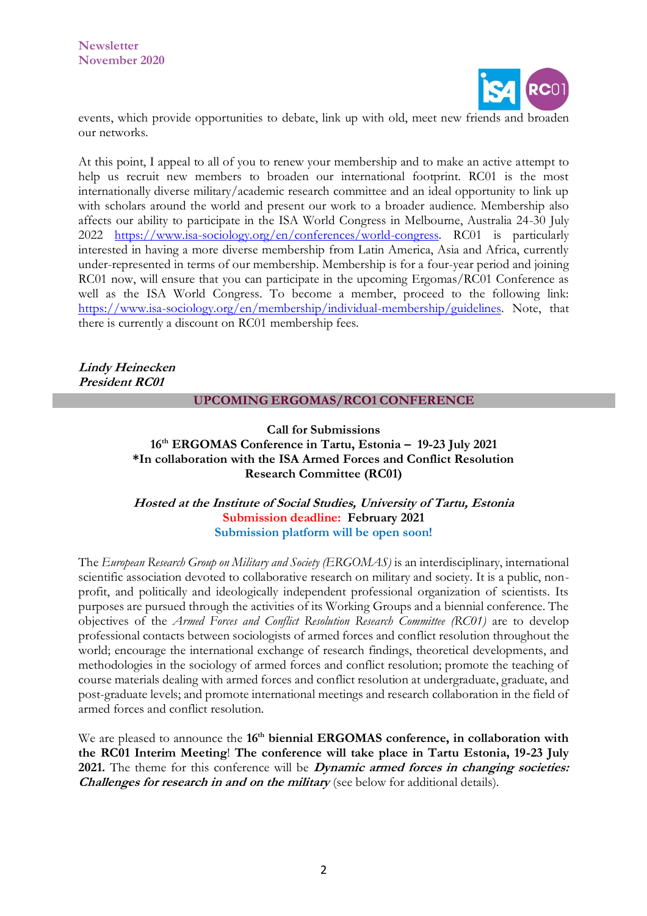events, which provide opportunities to debate, link up with old, meet new friends and broaden our networks.

At this point, I appeal to all of you to renew your membership and to make an active attempt to help us recruit new members to broaden our international footprint. RC01 is the most internationally diverse military/academic research committee and an ideal opportunity to link up with scholars around the world and present our work to a broader audience. Membership also affects our ability to participate in the ISA World Congress in Melbourne, Australia 24-30 July 2022 https://www.isa-sociology.org/en/conferences/world-congress. RC01 is particularly interested in having a more diverse membership from Latin America, Asia and Africa, currently under-represented in terms of our membership. Membership is for a four-year period and joining RC01 now, will ensure that you can participate in the upcoming Ergomas/RC01 Conference as well as the ISA World Congress. To become a member, proceed to the following link: https://www.isa-sociology.org/en/membership/individual-membership/guidelines. Note, that there is currently a discount on RC01 membership fees.

***Lindy Heinecken***
***President RC01***

## UPCOMING ERGOMAS/RCO1 CONFERENCE

**Call for Submissions**
**16th ERGOMAS Conference in Tartu, Estonia – 19-23 July 2021**
**\*In collaboration with the ISA Armed Forces and Conflict Resolution Research Committee (RC01)**

***Hosted at the Institute of Social Studies, University of Tartu, Estonia***
**Submission deadline: February 2021**
**Submission platform will be open soon!**

The *European Research Group on Military and Society (ERGOMAS)* is an interdisciplinary, international scientific association devoted to collaborative research on military and society. It is a public, non-profit, and politically and ideologically independent professional organization of scientists. Its purposes are pursued through the activities of its Working Groups and a biennial conference. The objectives of the *Armed Forces and Conflict Resolution Research Committee (RC01)* are to develop professional contacts between sociologists of armed forces and conflict resolution throughout the world; encourage the international exchange of research findings, theoretical developments, and methodologies in the sociology of armed forces and conflict resolution; promote the teaching of course materials dealing with armed forces and conflict resolution at undergraduate, graduate, and post-graduate levels; and promote international meetings and research collaboration in the field of armed forces and conflict resolution.

We are pleased to announce the **16th biennial ERGOMAS conference, in collaboration with the RC01 Interim Meeting**! **The conference will take place in Tartu Estonia, 19-23 July 2021.** The theme for this conference will be ***Dynamic armed forces in changing societies: Challenges for research in and on the military*** (see below for additional details).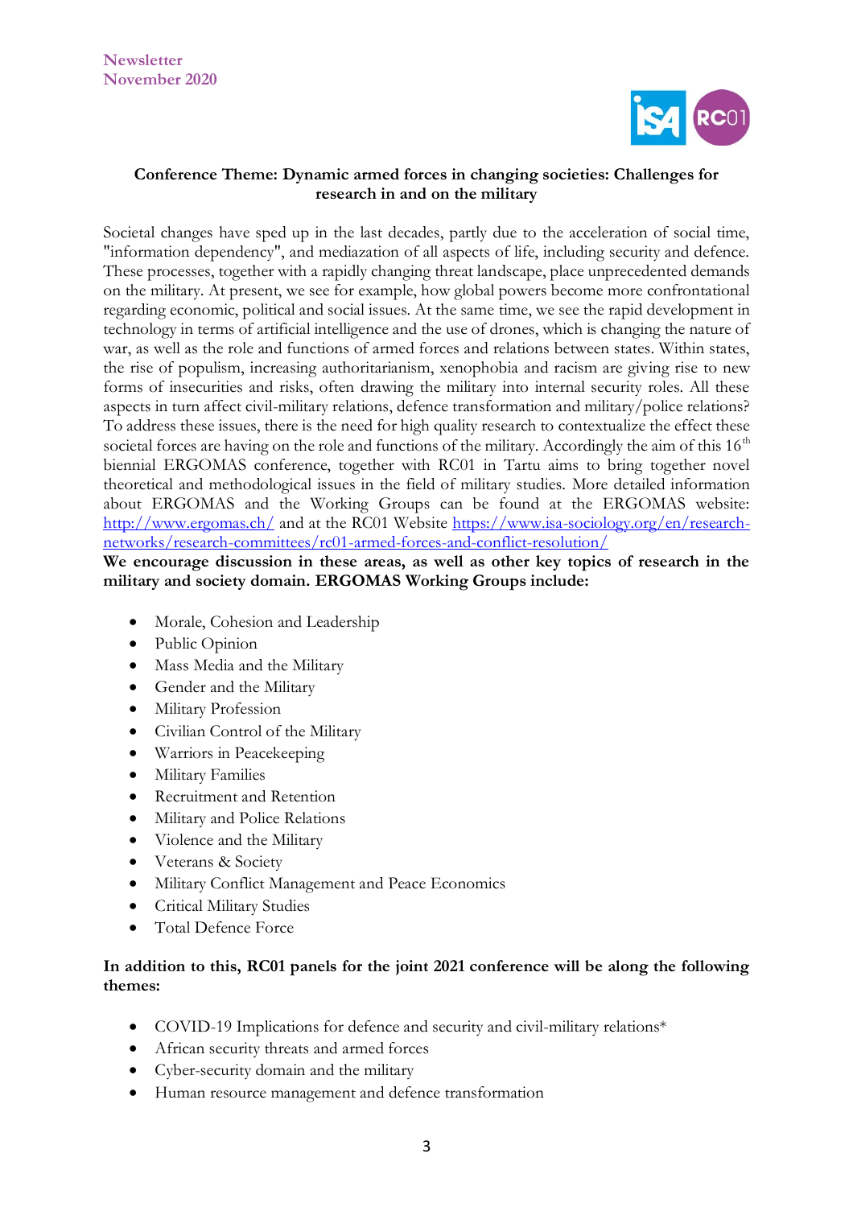### Conference Theme: Dynamic armed forces in changing societies: Challenges for research in and on the military

Societal changes have sped up in the last decades, partly due to the acceleration of social time, "information dependency", and mediazation of all aspects of life, including security and defence. These processes, together with a rapidly changing threat landscape, place unprecedented demands on the military. At present, we see for example, how global powers become more confrontational regarding economic, political and social issues. At the same time, we see the rapid development in technology in terms of artificial intelligence and the use of drones, which is changing the nature of war, as well as the role and functions of armed forces and relations between states. Within states, the rise of populism, increasing authoritarianism, xenophobia and racism are giving rise to new forms of insecurities and risks, often drawing the military into internal security roles. All these aspects in turn affect civil-military relations, defence transformation and military/police relations? To address these issues, there is the need for high quality research to contextualize the effect these societal forces are having on the role and functions of the military. Accordingly the aim of this 16th biennial ERGOMAS conference, together with RC01 in Tartu aims to bring together novel theoretical and methodological issues in the field of military studies. More detailed information about ERGOMAS and the Working Groups can be found at the ERGOMAS website: http://www.ergomas.ch/ and at the RC01 Website https://www.isa-sociology.org/en/research-networks/research-committees/rc01-armed-forces-and-conflict-resolution/

**We encourage discussion in these areas, as well as other key topics of research in the military and society domain. ERGOMAS Working Groups include:**

- Morale, Cohesion and Leadership
- Public Opinion
- Mass Media and the Military
- Gender and the Military
- Military Profession
- Civilian Control of the Military
- Warriors in Peacekeeping
- Military Families
- Recruitment and Retention
- Military and Police Relations
- Violence and the Military
- Veterans & Society
- Military Conflict Management and Peace Economics
- Critical Military Studies
- Total Defence Force

**In addition to this, RC01 panels for the joint 2021 conference will be along the following themes:**

- COVID-19 Implications for defence and security and civil-military relations*
- African security threats and armed forces
- Cyber-security domain and the military
- Human resource management and defence transformation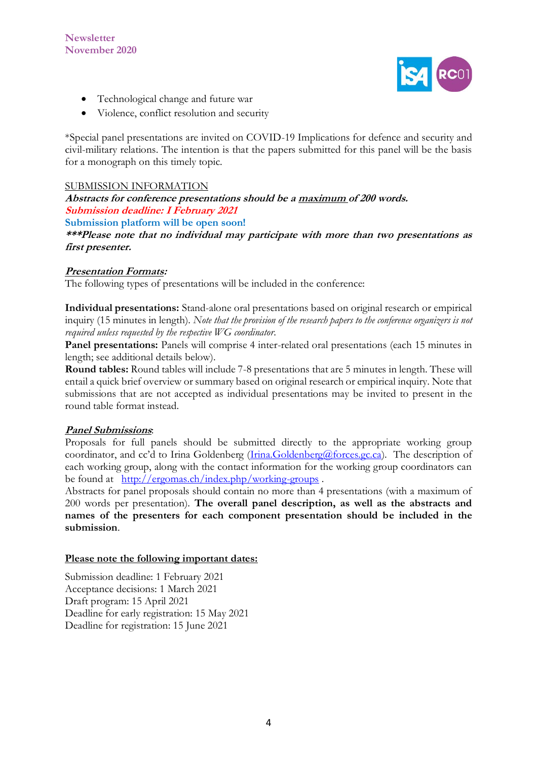- Technological change and future war
- Violence, conflict resolution and security

*Special panel presentations are invited on COVID-19 Implications for defence and security and civil-military relations. The intention is that the papers submitted for this panel will be the basis for a monograph on this timely topic.

SUBMISSION INFORMATION

***Abstracts for conference presentations should be a maximum of 200 words.***

***Submission deadline: I February 2021***

**Submission platform will be open soon!**

*****Please note that no individual may participate with more than two presentations as first presenter.***

***Presentation Formats:***

The following types of presentations will be included in the conference:

**Individual presentations:** Stand-alone oral presentations based on original research or empirical inquiry (15 minutes in length). *Note that the provision of the research papers to the conference organizers is not required unless requested by the respective WG coordinator.*

**Panel presentations:** Panels will comprise 4 inter-related oral presentations (each 15 minutes in length; see additional details below).

**Round tables:** Round tables will include 7-8 presentations that are 5 minutes in length. These will entail a quick brief overview or summary based on original research or empirical inquiry. Note that submissions that are not accepted as individual presentations may be invited to present in the round table format instead.

***Panel Submissions:***

Proposals for full panels should be submitted directly to the appropriate working group coordinator, and cc'd to Irina Goldenberg (Irina.Goldenberg@forces.gc.ca). The description of each working group, along with the contact information for the working group coordinators can be found at http://ergomas.ch/index.php/working-groups .

Abstracts for panel proposals should contain no more than 4 presentations (with a maximum of 200 words per presentation). **The overall panel description, as well as the abstracts and names of the presenters for each component presentation should be included in the submission**.

**Please note the following important dates:**

Submission deadline: 1 February 2021
Acceptance decisions: 1 March 2021
Draft program: 15 April 2021
Deadline for early registration: 15 May 2021
Deadline for registration: 15 June 2021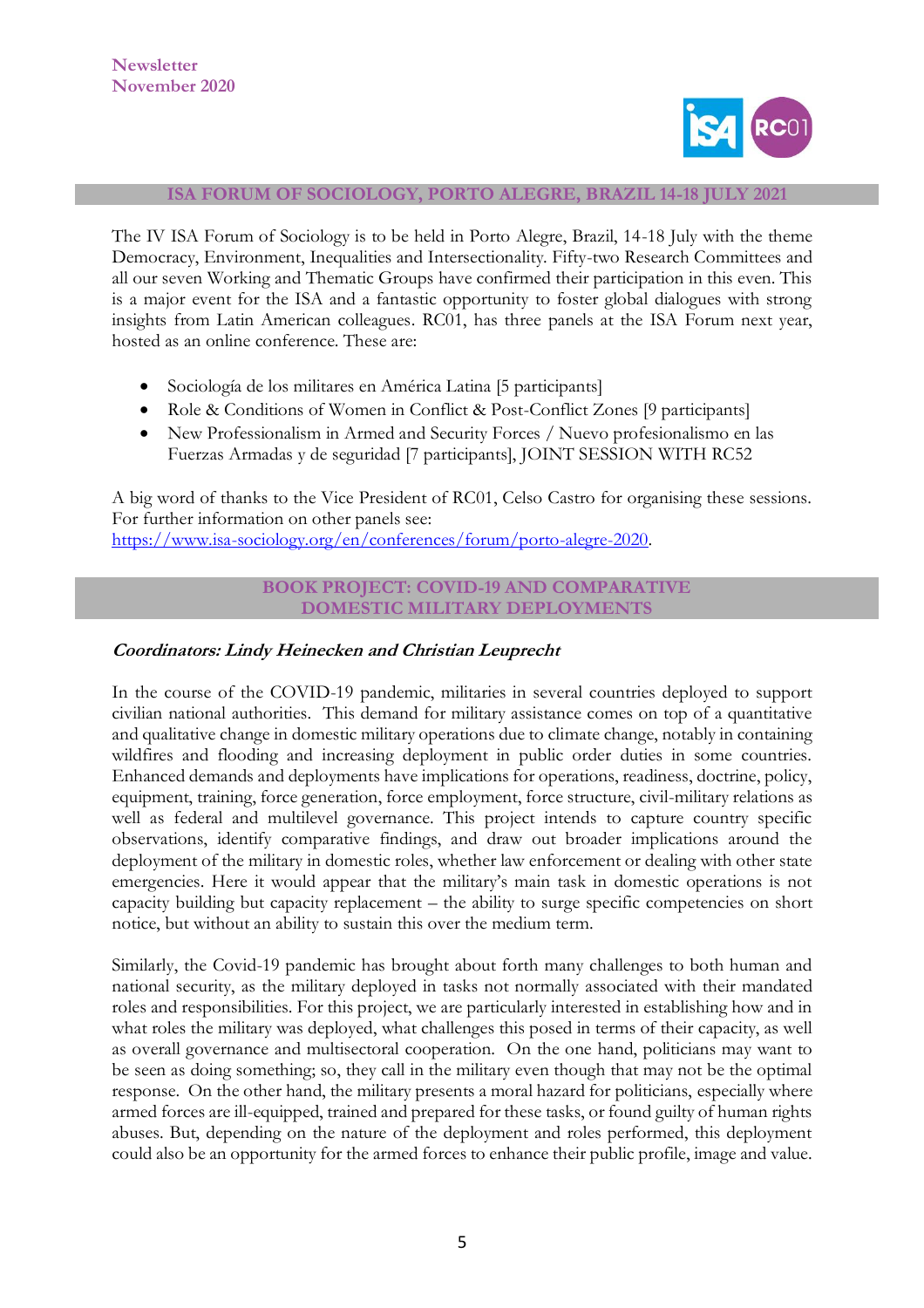## ISA FORUM OF SOCIOLOGY, PORTO ALEGRE, BRAZIL 14-18 JULY 2021

The IV ISA Forum of Sociology is to be held in Porto Alegre, Brazil, 14-18 July with the theme Democracy, Environment, Inequalities and Intersectionality. Fifty-two Research Committees and all our seven Working and Thematic Groups have confirmed their participation in this even. This is a major event for the ISA and a fantastic opportunity to foster global dialogues with strong insights from Latin American colleagues. RC01, has three panels at the ISA Forum next year, hosted as an online conference. These are:

- Sociología de los militares en América Latina [5 participants]
- Role & Conditions of Women in Conflict & Post-Conflict Zones [9 participants]
- New Professionalism in Armed and Security Forces / Nuevo profesionalismo en las Fuerzas Armadas y de seguridad [7 participants], JOINT SESSION WITH RC52

A big word of thanks to the Vice President of RC01, Celso Castro for organising these sessions. For further information on other panels see: https://www.isa-sociology.org/en/conferences/forum/porto-alegre-2020.

## BOOK PROJECT: COVID-19 AND COMPARATIVE DOMESTIC MILITARY DEPLOYMENTS

***Coordinators: Lindy Heinecken and Christian Leuprecht***

In the course of the COVID-19 pandemic, militaries in several countries deployed to support civilian national authorities. This demand for military assistance comes on top of a quantitative and qualitative change in domestic military operations due to climate change, notably in containing wildfires and flooding and increasing deployment in public order duties in some countries. Enhanced demands and deployments have implications for operations, readiness, doctrine, policy, equipment, training, force generation, force employment, force structure, civil-military relations as well as federal and multilevel governance. This project intends to capture country specific observations, identify comparative findings, and draw out broader implications around the deployment of the military in domestic roles, whether law enforcement or dealing with other state emergencies. Here it would appear that the military's main task in domestic operations is not capacity building but capacity replacement – the ability to surge specific competencies on short notice, but without an ability to sustain this over the medium term.

Similarly, the Covid-19 pandemic has brought about forth many challenges to both human and national security, as the military deployed in tasks not normally associated with their mandated roles and responsibilities. For this project, we are particularly interested in establishing how and in what roles the military was deployed, what challenges this posed in terms of their capacity, as well as overall governance and multisectoral cooperation. On the one hand, politicians may want to be seen as doing something; so, they call in the military even though that may not be the optimal response. On the other hand, the military presents a moral hazard for politicians, especially where armed forces are ill-equipped, trained and prepared for these tasks, or found guilty of human rights abuses. But, depending on the nature of the deployment and roles performed, this deployment could also be an opportunity for the armed forces to enhance their public profile, image and value.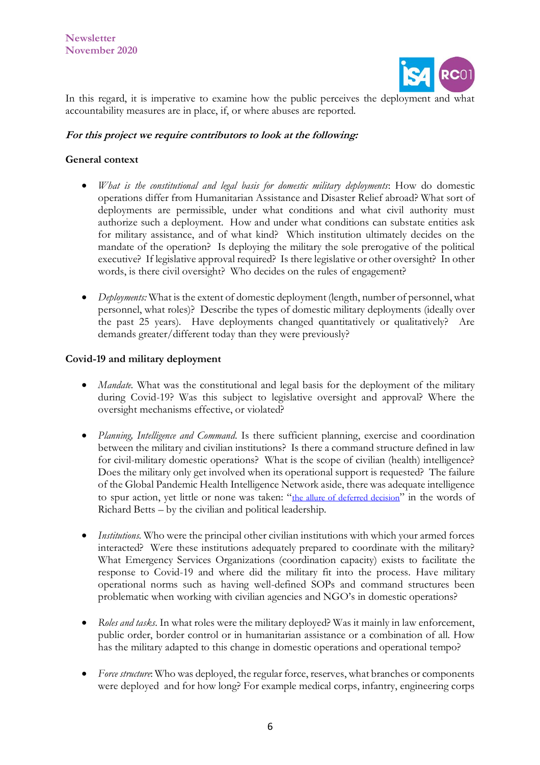In this regard, it is imperative to examine how the public perceives the deployment and what accountability measures are in place, if, or where abuses are reported.

***For this project we require contributors to look at the following:***

**General context**

- *What is the constitutional and legal basis for domestic military deployments*: How do domestic operations differ from Humanitarian Assistance and Disaster Relief abroad? What sort of deployments are permissible, under what conditions and what civil authority must authorize such a deployment. How and under what conditions can substate entities ask for military assistance, and of what kind? Which institution ultimately decides on the mandate of the operation? Is deploying the military the sole prerogative of the political executive? If legislative approval required? Is there legislative or other oversight? In other words, is there civil oversight? Who decides on the rules of engagement?

- *Deployments:* What is the extent of domestic deployment (length, number of personnel, what personnel, what roles)? Describe the types of domestic military deployments (ideally over the past 25 years). Have deployments changed quantitatively or qualitatively? Are demands greater/different today than they were previously?

**Covid-19 and military deployment**

- *Mandate.* What was the constitutional and legal basis for the deployment of the military during Covid-19? Was this subject to legislative oversight and approval? Where the oversight mechanisms effective, or violated?

- *Planning, Intelligence and Command.* Is there sufficient planning, exercise and coordination between the military and civilian institutions? Is there a command structure defined in law for civil-military domestic operations? What is the scope of civilian (health) intelligence? Does the military only get involved when its operational support is requested? The failure of the Global Pandemic Health Intelligence Network aside, there was adequate intelligence to spur action, yet little or none was taken: "the allure of deferred decision" in the words of Richard Betts – by the civilian and political leadership.

- *Institutions.* Who were the principal other civilian institutions with which your armed forces interacted? Were these institutions adequately prepared to coordinate with the military? What Emergency Services Organizations (coordination capacity) exists to facilitate the response to Covid-19 and where did the military fit into the process. Have military operational norms such as having well-defined SOPs and command structures been problematic when working with civilian agencies and NGO's in domestic operations?

- *Roles and tasks.* In what roles were the military deployed? Was it mainly in law enforcement, public order, border control or in humanitarian assistance or a combination of all. How has the military adapted to this change in domestic operations and operational tempo?

- *Force structure*: Who was deployed, the regular force, reserves, what branches or components were deployed and for how long? For example medical corps, infantry, engineering corps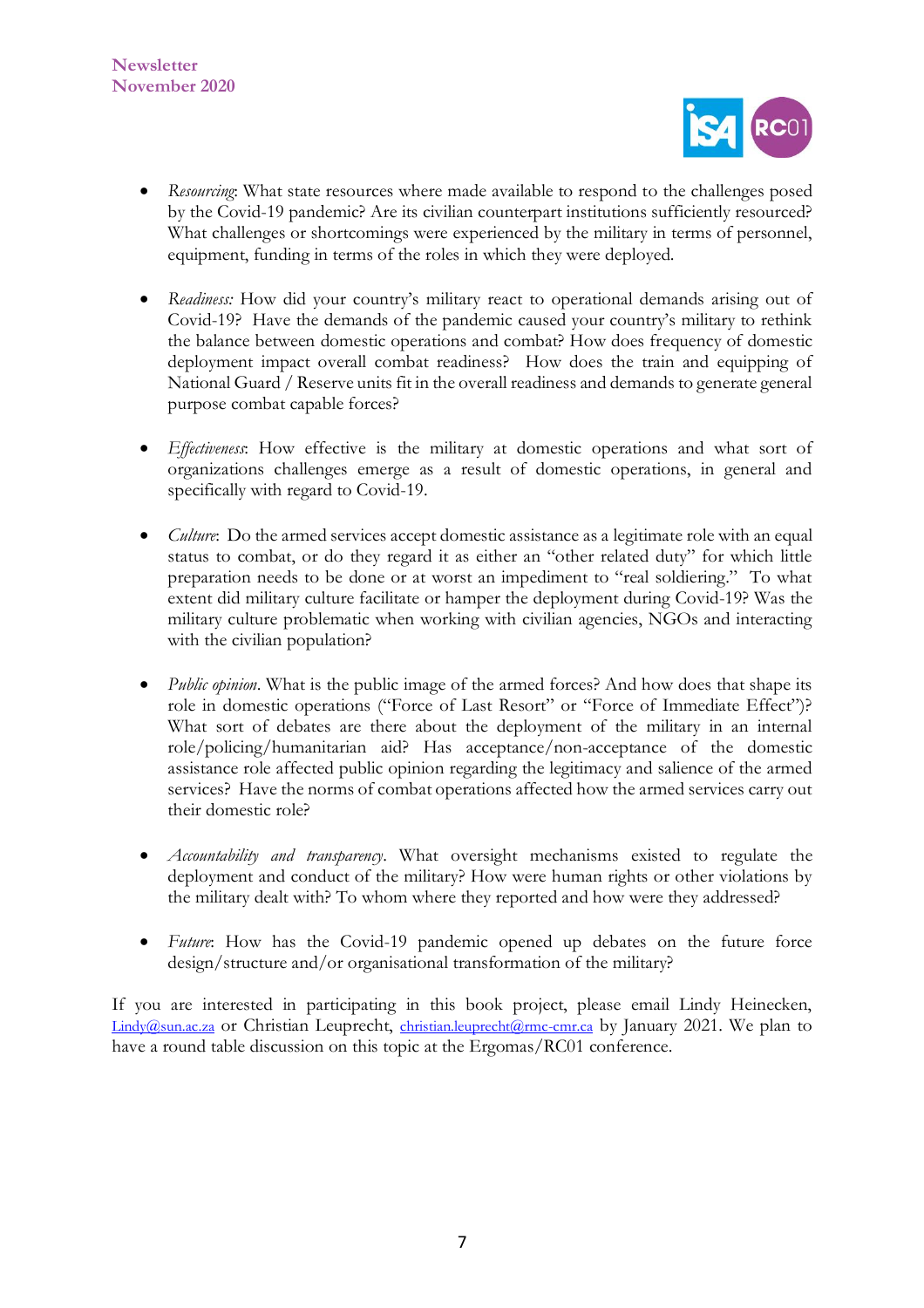- *Resourcing*: What state resources where made available to respond to the challenges posed by the Covid-19 pandemic? Are its civilian counterpart institutions sufficiently resourced? What challenges or shortcomings were experienced by the military in terms of personnel, equipment, funding in terms of the roles in which they were deployed.

- *Readiness:* How did your country's military react to operational demands arising out of Covid-19? Have the demands of the pandemic caused your country's military to rethink the balance between domestic operations and combat? How does frequency of domestic deployment impact overall combat readiness? How does the train and equipping of National Guard / Reserve units fit in the overall readiness and demands to generate general purpose combat capable forces?

- *Effectiveness*: How effective is the military at domestic operations and what sort of organizations challenges emerge as a result of domestic operations, in general and specifically with regard to Covid-19.

- *Culture*: Do the armed services accept domestic assistance as a legitimate role with an equal status to combat, or do they regard it as either an "other related duty" for which little preparation needs to be done or at worst an impediment to "real soldiering." To what extent did military culture facilitate or hamper the deployment during Covid-19? Was the military culture problematic when working with civilian agencies, NGOs and interacting with the civilian population?

- *Public opinion*. What is the public image of the armed forces? And how does that shape its role in domestic operations ("Force of Last Resort" or "Force of Immediate Effect")? What sort of debates are there about the deployment of the military in an internal role/policing/humanitarian aid? Has acceptance/non-acceptance of the domestic assistance role affected public opinion regarding the legitimacy and salience of the armed services? Have the norms of combat operations affected how the armed services carry out their domestic role?

- *Accountability and transparency*. What oversight mechanisms existed to regulate the deployment and conduct of the military? How were human rights or other violations by the military dealt with? To whom where they reported and how were they addressed?

- *Future*: How has the Covid-19 pandemic opened up debates on the future force design/structure and/or organisational transformation of the military?

If you are interested in participating in this book project, please email Lindy Heinecken, Lindy@sun.ac.za or Christian Leuprecht, christian.leuprecht@rmc-cmr.ca by January 2021. We plan to have a round table discussion on this topic at the Ergomas/RC01 conference.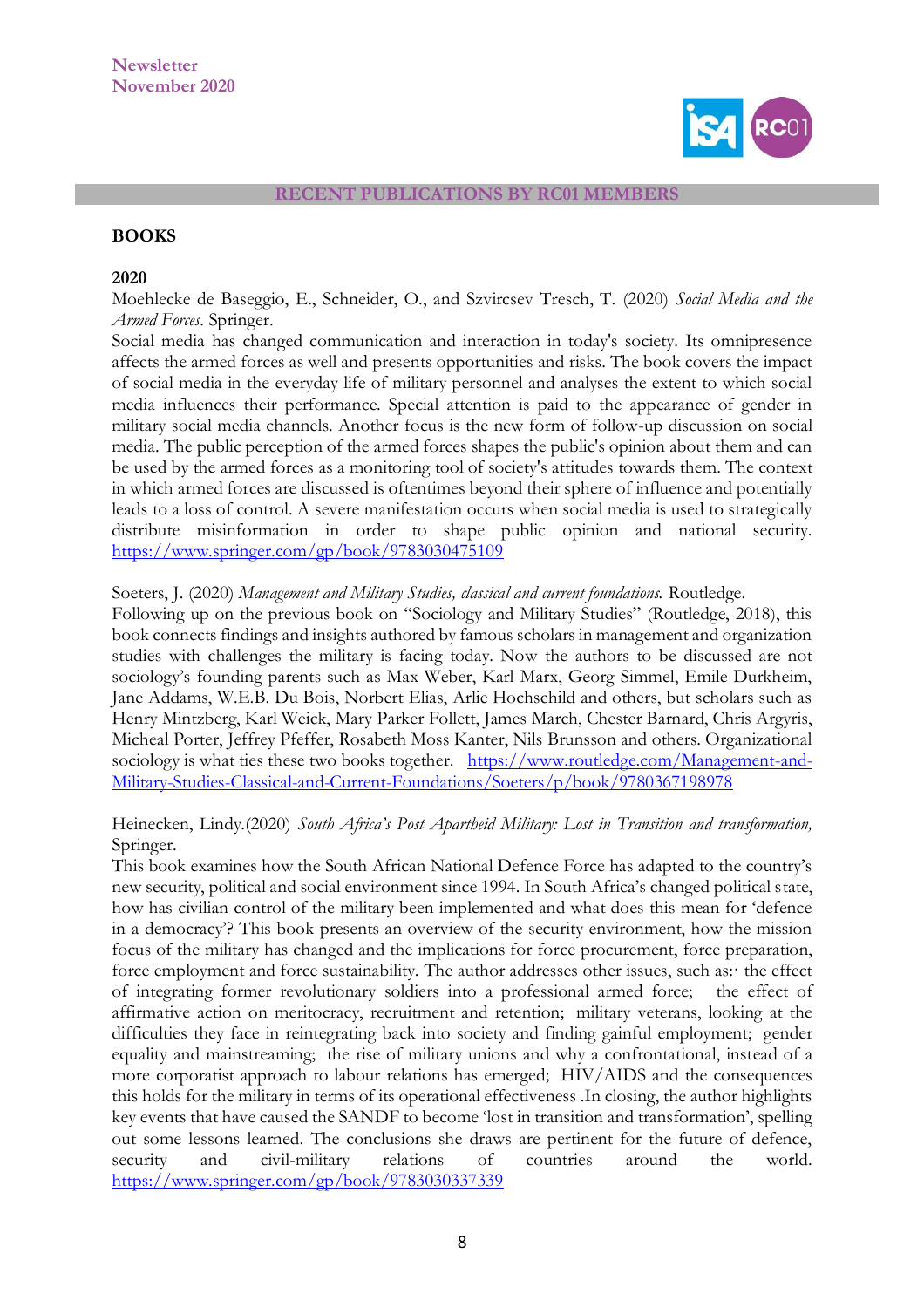## RECENT PUBLICATIONS BY RC01 MEMBERS

### BOOKS

#### 2020

Moehlecke de Baseggio, E., Schneider, O., and Szvircsev Tresch, T. (2020) *Social Media and the Armed Forces*. Springer.

Social media has changed communication and interaction in today's society. Its omnipresence affects the armed forces as well and presents opportunities and risks. The book covers the impact of social media in the everyday life of military personnel and analyses the extent to which social media influences their performance. Special attention is paid to the appearance of gender in military social media channels. Another focus is the new form of follow-up discussion on social media. The public perception of the armed forces shapes the public's opinion about them and can be used by the armed forces as a monitoring tool of society's attitudes towards them. The context in which armed forces are discussed is oftentimes beyond their sphere of influence and potentially leads to a loss of control. A severe manifestation occurs when social media is used to strategically distribute misinformation in order to shape public opinion and national security. https://www.springer.com/gp/book/9783030475109

Soeters, J. (2020) *Management and Military Studies, classical and current foundations.* Routledge.

Following up on the previous book on "Sociology and Military Studies" (Routledge, 2018), this book connects findings and insights authored by famous scholars in management and organization studies with challenges the military is facing today. Now the authors to be discussed are not sociology's founding parents such as Max Weber, Karl Marx, Georg Simmel, Emile Durkheim, Jane Addams, W.E.B. Du Bois, Norbert Elias, Arlie Hochschild and others, but scholars such as Henry Mintzberg, Karl Weick, Mary Parker Follett, James March, Chester Barnard, Chris Argyris, Micheal Porter, Jeffrey Pfeffer, Rosabeth Moss Kanter, Nils Brunsson and others. Organizational sociology is what ties these two books together. https://www.routledge.com/Management-and-Military-Studies-Classical-and-Current-Foundations/Soeters/p/book/9780367198978

Heinecken, Lindy.(2020) *South Africa's Post Apartheid Military: Lost in Transition and transformation,* Springer.

This book examines how the South African National Defence Force has adapted to the country's new security, political and social environment since 1994. In South Africa's changed political state, how has civilian control of the military been implemented and what does this mean for 'defence in a democracy'? This book presents an overview of the security environment, how the mission focus of the military has changed and the implications for force procurement, force preparation, force employment and force sustainability. The author addresses other issues, such as:· the effect of integrating former revolutionary soldiers into a professional armed force; the effect of affirmative action on meritocracy, recruitment and retention; military veterans, looking at the difficulties they face in reintegrating back into society and finding gainful employment; gender equality and mainstreaming; the rise of military unions and why a confrontational, instead of a more corporatist approach to labour relations has emerged; HIV/AIDS and the consequences this holds for the military in terms of its operational effectiveness .In closing, the author highlights key events that have caused the SANDF to become 'lost in transition and transformation', spelling out some lessons learned. The conclusions she draws are pertinent for the future of defence, security and civil-military relations of countries around the world. https://www.springer.com/gp/book/9783030337339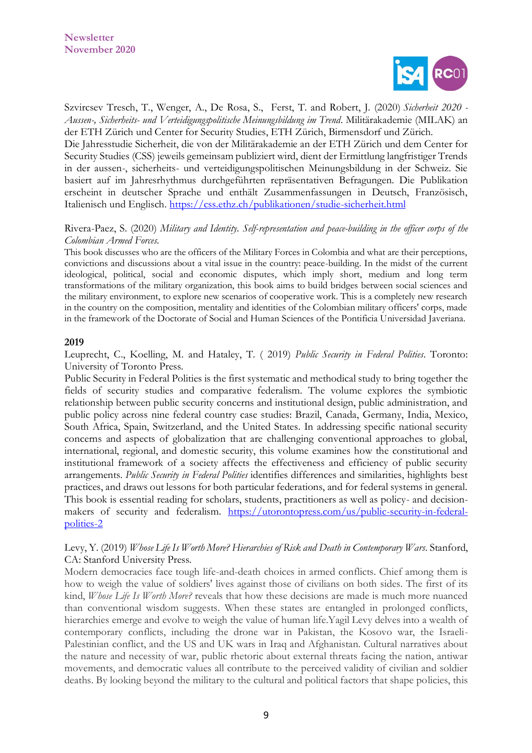Szvircsev Tresch, T., Wenger, A., De Rosa, S., Ferst, T. and Robert, J. (2020) *Sicherheit 2020 - Aussen-, Sicherheits- und Verteidigungspolitische Meinungsbildung im Trend*. Militärakademie (MILAK) an der ETH Zürich und Center for Security Studies, ETH Zürich, Birmensdorf und Zürich.

Die Jahresstudie Sicherheit, die von der Militärakademie an der ETH Zürich und dem Center for Security Studies (CSS) jeweils gemeinsam publiziert wird, dient der Ermittlung langfristiger Trends in der aussen-, sicherheits- und verteidigungspolitischen Meinungsbildung in der Schweiz. Sie basiert auf im Jahresrhythmus durchgeführten repräsentativen Befragungen. Die Publikation erscheint in deutscher Sprache und enthält Zusammenfassungen in Deutsch, Französisch, Italienisch und Englisch. https://css.ethz.ch/publikationen/studie-sicherheit.html

Rivera-Paez, S. (2020) *Military and Identity. Self-representation and peace-building in the officer corps of the Colombian Armed Forces.*

This book discusses who are the officers of the Military Forces in Colombia and what are their perceptions, convictions and discussions about a vital issue in the country: peace-building. In the midst of the current ideological, political, social and economic disputes, which imply short, medium and long term transformations of the military organization, this book aims to build bridges between social sciences and the military environment, to explore new scenarios of cooperative work. This is a completely new research in the country on the composition, mentality and identities of the Colombian military officers' corps, made in the framework of the Doctorate of Social and Human Sciences of the Pontificia Universidad Javeriana.

**2019**

Leuprecht, C., Koelling, M. and Hataley, T. ( 2019) *Public Security in Federal Polities*. Toronto: University of Toronto Press.

Public Security in Federal Polities is the first systematic and methodical study to bring together the fields of security studies and comparative federalism. The volume explores the symbiotic relationship between public security concerns and institutional design, public administration, and public policy across nine federal country case studies: Brazil, Canada, Germany, India, Mexico, South Africa, Spain, Switzerland, and the United States. In addressing specific national security concerns and aspects of globalization that are challenging conventional approaches to global, international, regional, and domestic security, this volume examines how the constitutional and institutional framework of a society affects the effectiveness and efficiency of public security arrangements. *Public Security in Federal Polities* identifies differences and similarities, highlights best practices, and draws out lessons for both particular federations, and for federal systems in general. This book is essential reading for scholars, students, practitioners as well as policy- and decision-makers of security and federalism. https://utorontopress.com/us/public-security-in-federal-polities-2

Levy, Y. (2019) *Whose Life Is Worth More? Hierarchies of Risk and Death in Contemporary Wars*. Stanford, CA: Stanford University Press.

Modern democracies face tough life-and-death choices in armed conflicts. Chief among them is how to weigh the value of soldiers' lives against those of civilians on both sides. The first of its kind, *Whose Life Is Worth More?* reveals that how these decisions are made is much more nuanced than conventional wisdom suggests. When these states are entangled in prolonged conflicts, hierarchies emerge and evolve to weigh the value of human life.Yagil Levy delves into a wealth of contemporary conflicts, including the drone war in Pakistan, the Kosovo war, the Israeli-Palestinian conflict, and the US and UK wars in Iraq and Afghanistan. Cultural narratives about the nature and necessity of war, public rhetoric about external threats facing the nation, antiwar movements, and democratic values all contribute to the perceived validity of civilian and soldier deaths. By looking beyond the military to the cultural and political factors that shape policies, this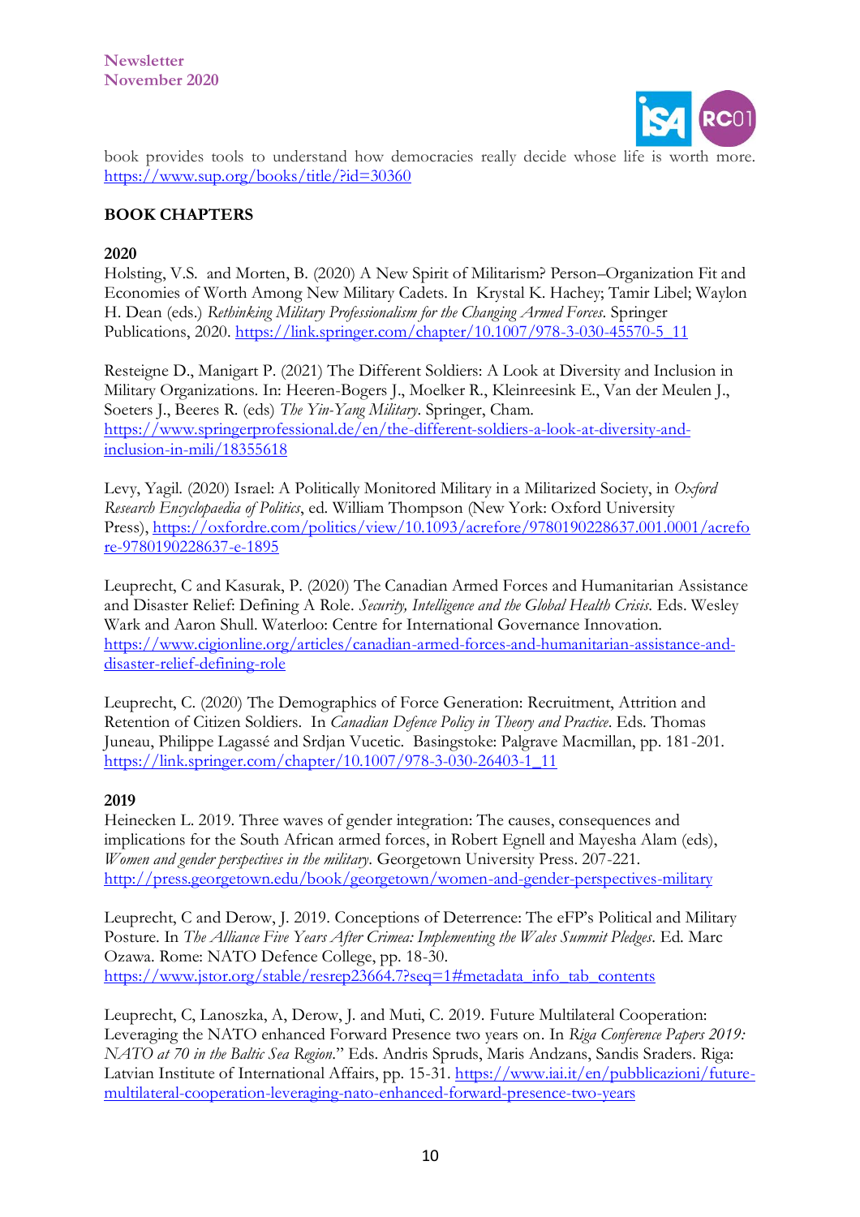book provides tools to understand how democracies really decide whose life is worth more. https://www.sup.org/books/title/?id=30360

**BOOK CHAPTERS**

**2020**

Holsting, V.S. and Morten, B. (2020) A New Spirit of Militarism? Person–Organization Fit and Economies of Worth Among New Military Cadets. In Krystal K. Hachey; Tamir Libel; Waylon H. Dean (eds.) *Rethinking Military Professionalism for the Changing Armed Forces*. Springer Publications, 2020. https://link.springer.com/chapter/10.1007/978-3-030-45570-5_11

Resteigne D., Manigart P. (2021) The Different Soldiers: A Look at Diversity and Inclusion in Military Organizations. In: Heeren-Bogers J., Moelker R., Kleinreesink E., Van der Meulen J., Soeters J., Beeres R. (eds) *The Yin-Yang Military*. Springer, Cham. https://www.springerprofessional.de/en/the-different-soldiers-a-look-at-diversity-and-inclusion-in-mili/18355618

Levy, Yagil. (2020) Israel: A Politically Monitored Military in a Militarized Society, in *Oxford Research Encyclopaedia of Politics*, ed. William Thompson (New York: Oxford University Press), https://oxfordre.com/politics/view/10.1093/acrefore/9780190228637.001.0001/acrefore-9780190228637-e-1895

Leuprecht, C and Kasurak, P. (2020) The Canadian Armed Forces and Humanitarian Assistance and Disaster Relief: Defining A Role. *Security, Intelligence and the Global Health Crisis*. Eds. Wesley Wark and Aaron Shull. Waterloo: Centre for International Governance Innovation. https://www.cigionline.org/articles/canadian-armed-forces-and-humanitarian-assistance-and-disaster-relief-defining-role

Leuprecht, C. (2020) The Demographics of Force Generation: Recruitment, Attrition and Retention of Citizen Soldiers. In *Canadian Defence Policy in Theory and Practice*. Eds. Thomas Juneau, Philippe Lagassé and Srdjan Vucetic. Basingstoke: Palgrave Macmillan, pp. 181-201. https://link.springer.com/chapter/10.1007/978-3-030-26403-1_11

**2019**

Heinecken L. 2019. Three waves of gender integration: The causes, consequences and implications for the South African armed forces, in Robert Egnell and Mayesha Alam (eds), *Women and gender perspectives in the military*. Georgetown University Press. 207-221. http://press.georgetown.edu/book/georgetown/women-and-gender-perspectives-military

Leuprecht, C and Derow, J. 2019. Conceptions of Deterrence: The eFP's Political and Military Posture. In *The Alliance Five Years After Crimea: Implementing the Wales Summit Pledges*. Ed. Marc Ozawa. Rome: NATO Defence College, pp. 18-30. https://www.jstor.org/stable/resrep23664.7?seq=1#metadata_info_tab_contents

Leuprecht, C, Lanoszka, A, Derow, J. and Muti, C. 2019. Future Multilateral Cooperation: Leveraging the NATO enhanced Forward Presence two years on. In *Riga Conference Papers 2019: NATO at 70 in the Baltic Sea Region*." Eds. Andris Spruds, Maris Andzans, Sandis Sraders. Riga: Latvian Institute of International Affairs, pp. 15-31. https://www.iai.it/en/pubblicazioni/future-multilateral-cooperation-leveraging-nato-enhanced-forward-presence-two-years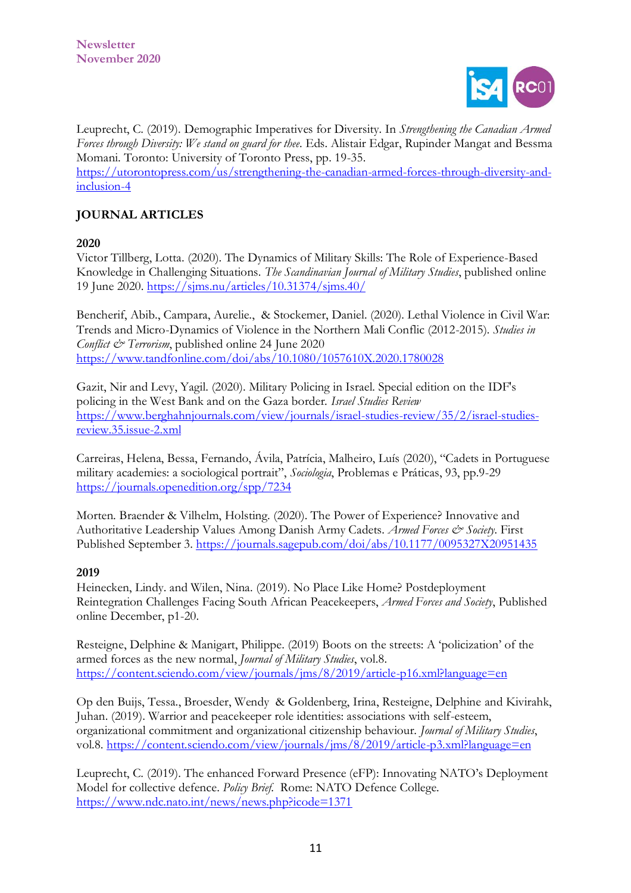Leuprecht, C. (2019). Demographic Imperatives for Diversity. In *Strengthening the Canadian Armed Forces through Diversity: We stand on guard for thee*. Eds. Alistair Edgar, Rupinder Mangat and Bessma Momani. Toronto: University of Toronto Press, pp. 19-35. https://utorontopress.com/us/strengthening-the-canadian-armed-forces-through-diversity-and-inclusion-4

## JOURNAL ARTICLES

### 2020

Victor Tillberg, Lotta. (2020). The Dynamics of Military Skills: The Role of Experience-Based Knowledge in Challenging Situations. *The Scandinavian Journal of Military Studies*, published online 19 June 2020. https://sjms.nu/articles/10.31374/sjms.40/

Bencherif, Abib., Campara, Aurelie., & Stockemer, Daniel. (2020). Lethal Violence in Civil War: Trends and Micro-Dynamics of Violence in the Northern Mali Conflic (2012-2015). *Studies in Conflict & Terrorism*, published online 24 June 2020 https://www.tandfonline.com/doi/abs/10.1080/1057610X.2020.1780028

Gazit, Nir and Levy, Yagil. (2020). Military Policing in Israel. Special edition on the IDF's policing in the West Bank and on the Gaza border. *Israel Studies Review* https://www.berghahnjournals.com/view/journals/israel-studies-review/35/2/israel-studies-review.35.issue-2.xml

Carreiras, Helena, Bessa, Fernando, Ávila, Patrícia, Malheiro, Luís (2020), "Cadets in Portuguese military academies: a sociological portrait", *Sociologia*, Problemas e Práticas, 93, pp.9-29 https://journals.openedition.org/spp/7234

Morten. Braender & Vilhelm, Holsting. (2020). The Power of Experience? Innovative and Authoritative Leadership Values Among Danish Army Cadets. *Armed Forces & Society*. First Published September 3. https://journals.sagepub.com/doi/abs/10.1177/0095327X20951435

### 2019

Heinecken, Lindy. and Wilen, Nina. (2019). No Place Like Home? Postdeployment Reintegration Challenges Facing South African Peacekeepers, *Armed Forces and Society*, Published online December, p1-20.

Resteigne, Delphine & Manigart, Philippe. (2019) Boots on the streets: A 'policization' of the armed forces as the new normal, *Journal of Military Studies*, vol.8. https://content.sciendo.com/view/journals/jms/8/2019/article-p16.xml?language=en

Op den Buijs, Tessa., Broesder, Wendy & Goldenberg, Irina, Resteigne, Delphine and Kivirahk, Juhan. (2019). Warrior and peacekeeper role identities: associations with self-esteem, organizational commitment and organizational citizenship behaviour. *Journal of Military Studies*, vol.8. https://content.sciendo.com/view/journals/jms/8/2019/article-p3.xml?language=en

Leuprecht, C. (2019). The enhanced Forward Presence (eFP): Innovating NATO's Deployment Model for collective defence. *Policy Brief.* Rome: NATO Defence College. https://www.ndc.nato.int/news/news.php?icode=1371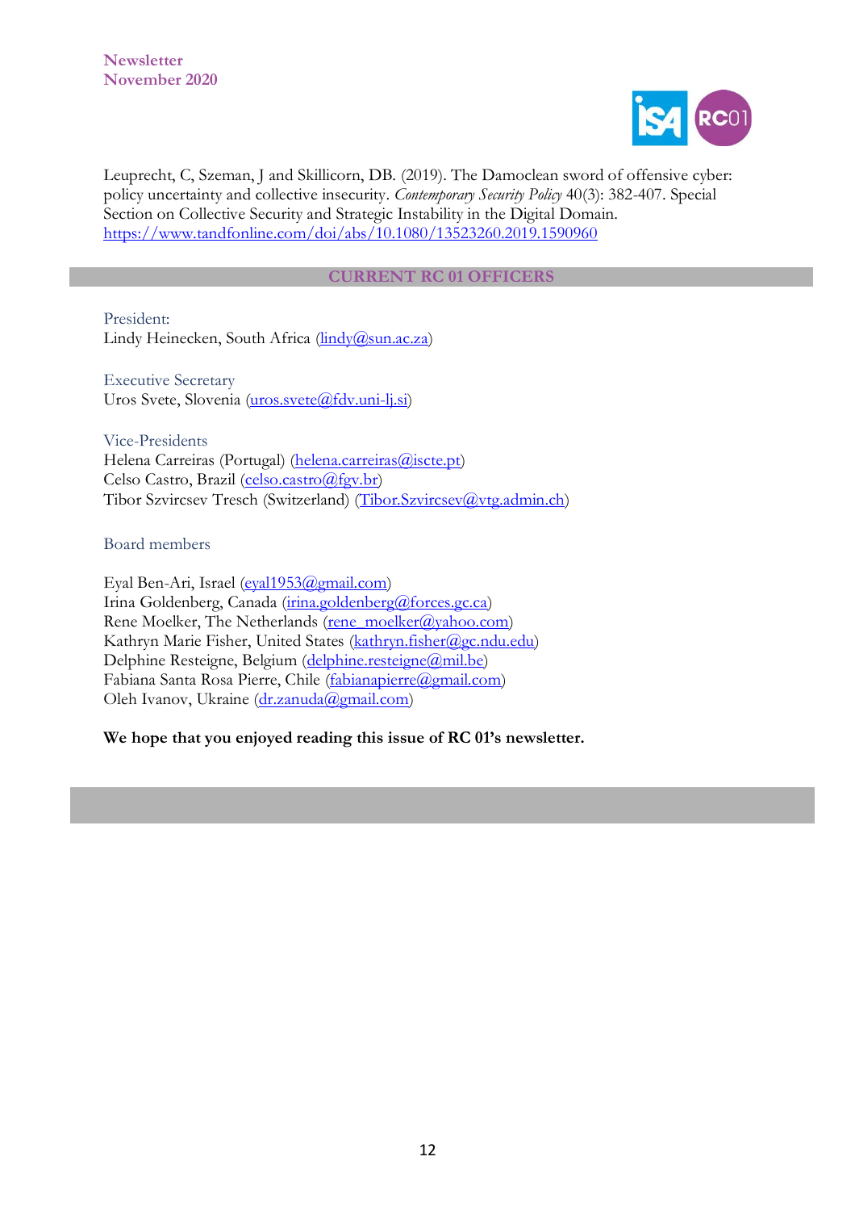Leuprecht, C, Szeman, J and Skillicorn, DB. (2019). The Damoclean sword of offensive cyber: policy uncertainty and collective insecurity. *Contemporary Security Policy* 40(3): 382-407. Special Section on Collective Security and Strategic Instability in the Digital Domain. https://www.tandfonline.com/doi/abs/10.1080/13523260.2019.1590960

## CURRENT RC 01 OFFICERS

President:
Lindy Heinecken, South Africa (lindy@sun.ac.za)

Executive Secretary
Uros Svete, Slovenia (uros.svete@fdv.uni-lj.si)

Vice-Presidents
Helena Carreiras (Portugal) (helena.carreiras@iscte.pt)
Celso Castro, Brazil (celso.castro@fgv.br)
Tibor Szvircsev Tresch (Switzerland) (Tibor.Szvircsev@vtg.admin.ch)

Board members

Eyal Ben-Ari, Israel (eyal1953@gmail.com)
Irina Goldenberg, Canada (irina.goldenberg@forces.gc.ca)
Rene Moelker, The Netherlands (rene_moelker@yahoo.com)
Kathryn Marie Fisher, United States (kathryn.fisher@gc.ndu.edu)
Delphine Resteigne, Belgium (delphine.resteigne@mil.be)
Fabiana Santa Rosa Pierre, Chile (fabianapierre@gmail.com)
Oleh Ivanov, Ukraine (dr.zanuda@gmail.com)

**We hope that you enjoyed reading this issue of RC 01's newsletter.**